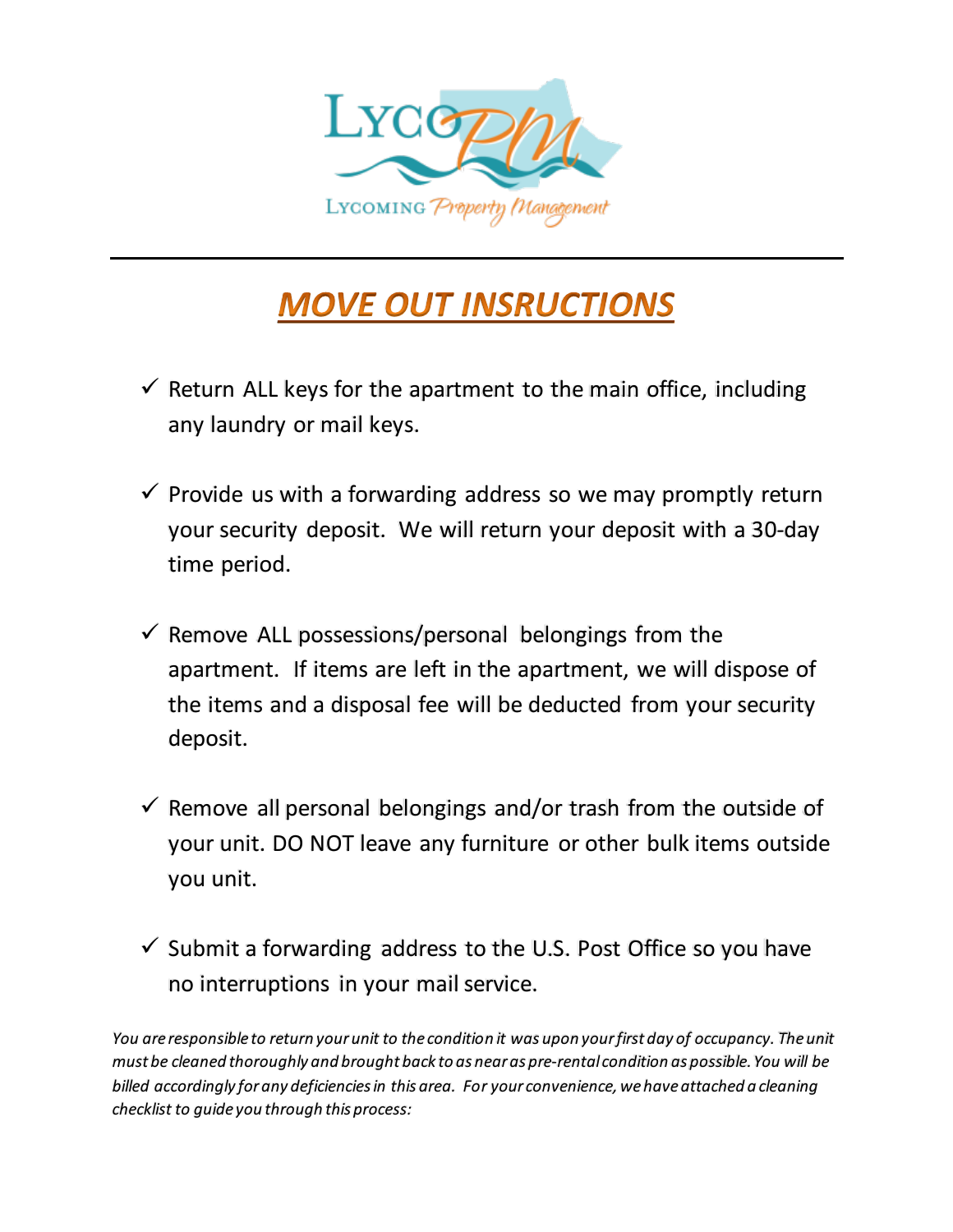LYCOPM

LYCOMING Property Management

# MOVE OUT INSRUCTIONS

- ✓ Return ALL keys for the apartment to the main office, including any laundry or mail keys.
- ✓ Provide us with a forwarding address so we may promptly return your security deposit. We will return your deposit with a 30-day time period.
- ✓ Remove ALL possessions/personal belongings from the apartment. If items are left in the apartment, we will dispose of the items and a disposal fee will be deducted from your security deposit.
- ✓ Remove all personal belongings and/or trash from the outside of your unit. DO NOT leave any furniture or other bulk items outside you unit.
- ✓ Submit a forwarding address to the U.S. Post Office so you have no interruptions in your mail service.

*You are responsible to return your unit to the condition it was upon your first day of occupancy. The unit must be cleaned thoroughly and brought back to as near as pre-rental condition as possible. You will be billed accordingly for any deficiencies in this area. For your convenience, we have attached a cleaning checklist to guide you through this process:*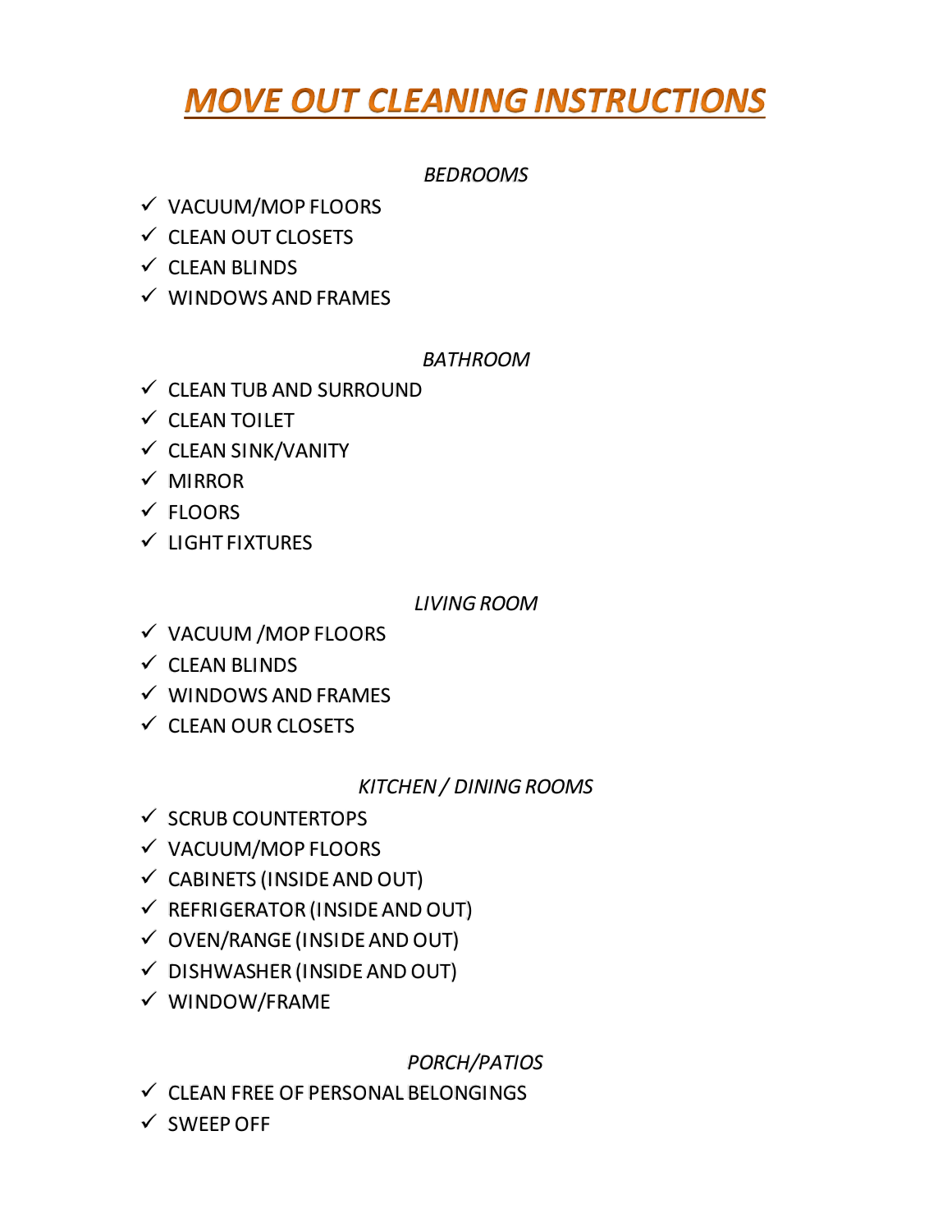# ***MOVE OUT CLEANING INSTRUCTIONS***

*BEDROOMS*

- ✓ VACUUM/MOP FLOORS
- ✓ CLEAN OUT CLOSETS
- ✓ CLEAN BLINDS
- ✓ WINDOWS AND FRAMES

*BATHROOM*

- ✓ CLEAN TUB AND SURROUND
- ✓ CLEAN TOILET
- ✓ CLEAN SINK/VANITY
- ✓ MIRROR
- ✓ FLOORS
- ✓ LIGHT FIXTURES

*LIVING ROOM*

- ✓ VACUUM /MOP FLOORS
- ✓ CLEAN BLINDS
- ✓ WINDOWS AND FRAMES
- ✓ CLEAN OUR CLOSETS

*KITCHEN / DINING ROOMS*

- ✓ SCRUB COUNTERTOPS
- ✓ VACUUM/MOP FLOORS
- ✓ CABINETS (INSIDE AND OUT)
- ✓ REFRIGERATOR (INSIDE AND OUT)
- ✓ OVEN/RANGE (INSIDE AND OUT)
- ✓ DISHWASHER (INSIDE AND OUT)
- ✓ WINDOW/FRAME

*PORCH/PATIOS*

- ✓ CLEAN FREE OF PERSONAL BELONGINGS
- ✓ SWEEP OFF